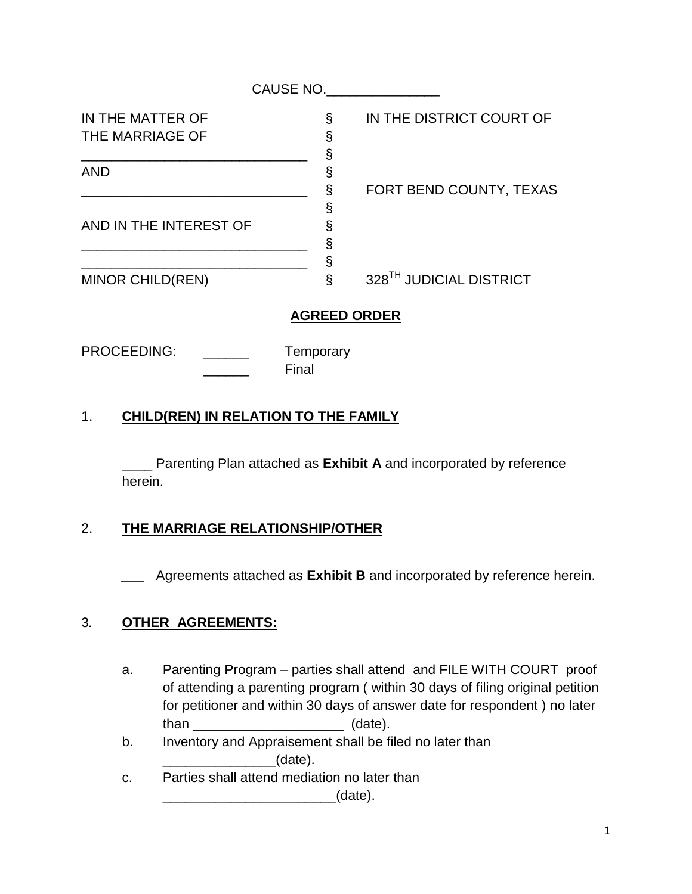CAUSE NO.\_\_\_\_\_\_\_\_\_\_\_\_\_\_\_

| | | |
|---|---|---|
| IN THE MATTER OF | § | IN THE DISTRICT COURT OF |
| THE MARRIAGE OF | § | |
| ______________________________ | § | |
| AND | § | |
| ______________________________ | § | FORT BEND COUNTY, TEXAS |
| | § | |
| AND IN THE INTEREST OF | § | |
| ______________________________ | § | |
| ______________________________ | § | |
| MINOR CHILD(REN) | § | 328TH JUDICIAL DISTRICT |

**AGREED ORDER**

PROCEEDING: ______ Temporary
______ Final

1. **CHILD(REN) IN RELATION TO THE FAMILY**

____ Parenting Plan attached as **Exhibit A** and incorporated by reference herein.

2. **THE MARRIAGE RELATIONSHIP/OTHER**

___ Agreements attached as **Exhibit B** and incorporated by reference herein.

3. **OTHER AGREEMENTS:**

a. Parenting Program – parties shall attend and FILE WITH COURT proof of attending a parenting program ( within 30 days of filing original petition for petitioner and within 30 days of answer date for respondent ) no later than ____________________ (date).

b. Inventory and Appraisement shall be filed no later than _______________(date).

c. Parties shall attend mediation no later than _______________________(date).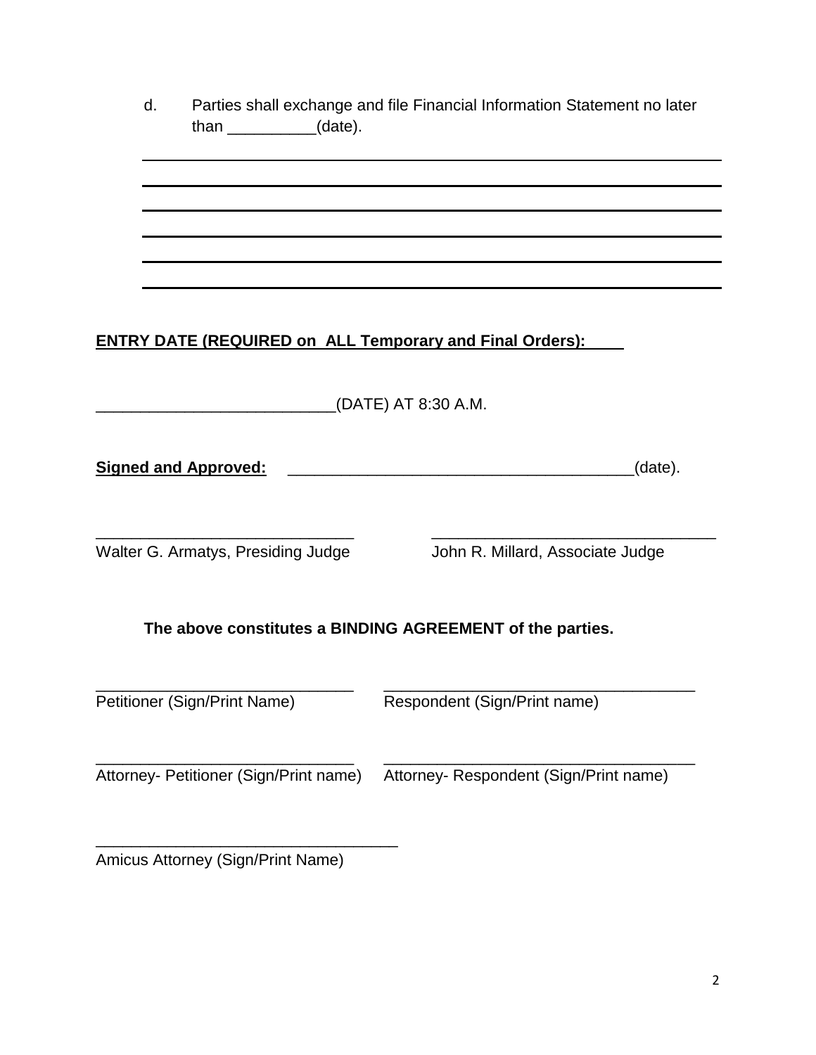d. Parties shall exchange and file Financial Information Statement no later than __________(date).

______________________________________________________________________

______________________________________________________________________

______________________________________________________________________

______________________________________________________________________

______________________________________________________________________

______________________________________________________________________

**ENTRY DATE (REQUIRED on ALL Temporary and Final Orders):**

___________________________(DATE) AT 8:30 A.M.

**Signed and Approved:** _______________________________________(date).

______________________________ ________________________________
Walter G. Armatys, Presiding Judge John R. Millard, Associate Judge

**The above constitutes a BINDING AGREEMENT of the parties.**

______________________________ ___________________________________
Petitioner (Sign/Print Name) Respondent (Sign/Print name)

______________________________ ___________________________________
Attorney- Petitioner (Sign/Print name) Attorney- Respondent (Sign/Print name)

___________________________________
Amicus Attorney (Sign/Print Name)